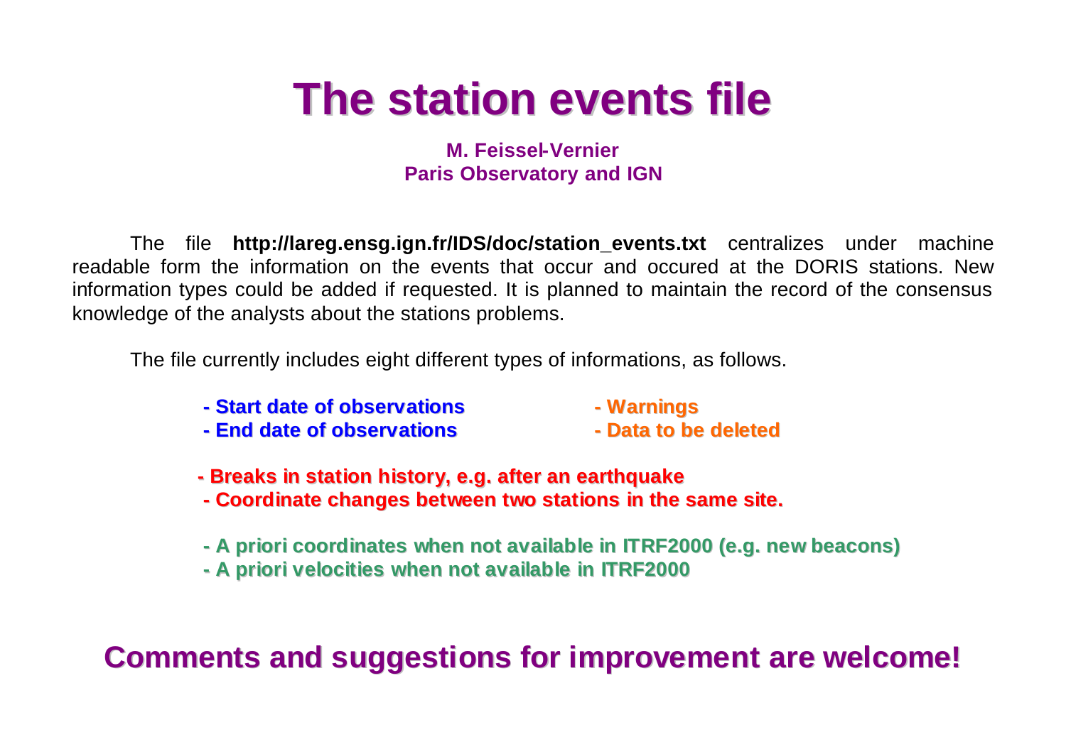# The station events file

**M. Feissel-Vernier**
**Paris Observatory and IGN**

The file **http://lareg.ensg.ign.fr/IDS/doc/station_events.txt** centralizes under machine readable form the information on the events that occur and occured at the DORIS stations. New information types could be added if requested. It is planned to maintain the record of the consensus knowledge of the analysts about the stations problems.

The file currently includes eight different types of informations, as follows.

- **Start date of observations**
- **End date of observations**
- **Warnings**
- **Data to be deleted**

- **Breaks in station history, e.g. after an earthquake**
- **Coordinate changes between two stations in the same site.**

- **A priori coordinates when not available in ITRF2000 (e.g. new beacons)**
- **A priori velocities when not available in ITRF2000**

## Comments and suggestions for improvement are welcome!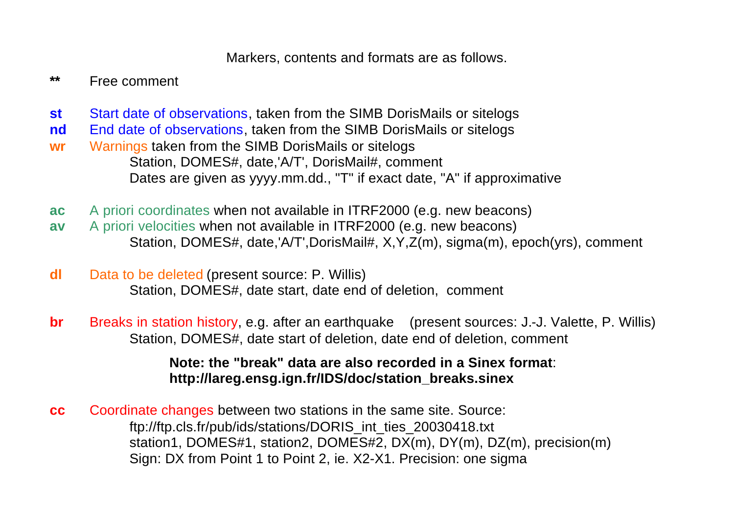Markers, contents and formats are as follows.

**\*\*** Free comment

**st** Start date of observations, taken from the SIMB DorisMails or sitelogs
**nd** End date of observations, taken from the SIMB DorisMails or sitelogs
**wr** Warnings taken from the SIMB DorisMails or sitelogs
Station, DOMES#, date,'A/T', DorisMail#, comment
Dates are given as yyyy.mm.dd., "T" if exact date, "A" if approximative

**ac** A priori coordinates when not available in ITRF2000 (e.g. new beacons)
**av** A priori velocities when not available in ITRF2000 (e.g. new beacons)
Station, DOMES#, date,'A/T',DorisMail#, X,Y,Z(m), sigma(m), epoch(yrs), comment

**dl** Data to be deleted (present source: P. Willis)
Station, DOMES#, date start, date end of deletion, comment

**br** Breaks in station history, e.g. after an earthquake (present sources: J.-J. Valette, P. Willis)
Station, DOMES#, date start of deletion, date end of deletion, comment

**Note: the "break" data are also recorded in a Sinex format**:
**http://lareg.ensg.ign.fr/IDS/doc/station_breaks.sinex**

**cc** Coordinate changes between two stations in the same site. Source:
ftp://ftp.cls.fr/pub/ids/stations/DORIS_int_ties_20030418.txt
station1, DOMES#1, station2, DOMES#2, DX(m), DY(m), DZ(m), precision(m)
Sign: DX from Point 1 to Point 2, ie. X2-X1. Precision: one sigma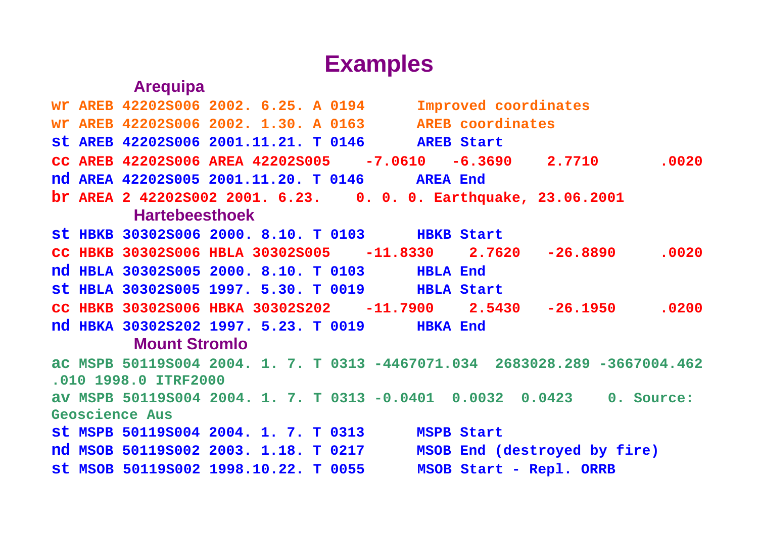# Examples

### Arequipa

```
wr AREB 42202S006 2002. 6.25. A 0194      Improved coordinates
wr AREB 42202S006 2002. 1.30. A 0163      AREB coordinates
st AREB 42202S006 2001.11.21. T 0146      AREB Start
cc AREB 42202S006 AREA 42202S005    -7.0610   -6.3690    2.7710       .0020
nd AREA 42202S005 2001.11.20. T 0146      AREA End
br AREA 2 42202S002 2001. 6.23.    0. 0. 0. Earthquake, 23.06.2001
```

### Hartebeesthoek

```
st HBKB 30302S006 2000. 8.10. T 0103      HBKB Start
cc HBKB 30302S006 HBLA 30302S005    -11.8330    2.7620   -26.8890     .0020
nd HBLA 30302S005 2000. 8.10. T 0103      HBLA End
st HBLA 30302S005 1997. 5.30. T 0019      HBLA Start
cc HBKB 30302S006 HBKA 30302S202    -11.7900    2.5430   -26.1950     .0200
nd HBKA 30302S202 1997. 5.23. T 0019      HBKA End
```

### Mount Stromlo

```
ac MSPB 50119S004 2004. 1. 7. T 0313 -4467071.034  2683028.289 -3667004.462
.010 1998.0 ITRF2000
av MSPB 50119S004 2004. 1. 7. T 0313 -0.0401  0.0032  0.0423    0. Source:
Geoscience Aus
st MSPB 50119S004 2004. 1. 7. T 0313      MSPB Start
nd MSOB 50119S002 2003. 1.18. T 0217      MSOB End (destroyed by fire)
st MSOB 50119S002 1998.10.22. T 0055      MSOB Start - Repl. ORRB
```